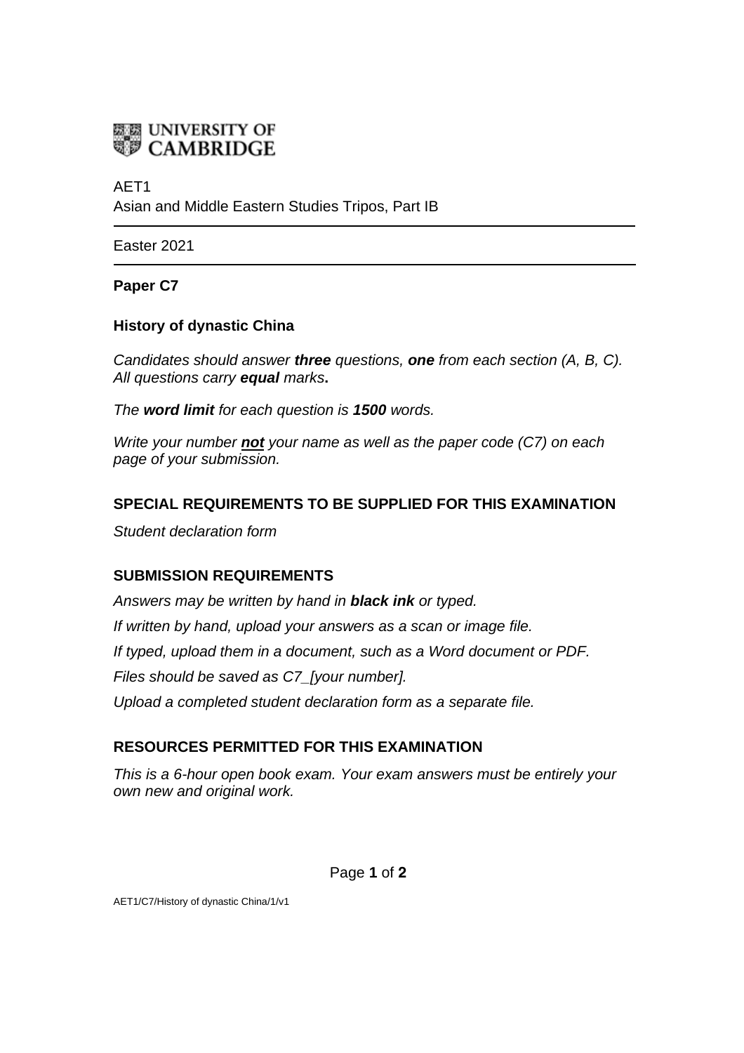UNIVERSITY OF CAMBRIDGE

AET1
Asian and Middle Eastern Studies Tripos, Part IB

---

Easter 2021

---

**Paper C7**

**History of dynastic China**

*Candidates should answer **three** questions, **one** from each section (A, B, C). All questions carry **equal** marks**.***

*The **word limit** for each question is **1500** words.*

*Write your number **not** your name as well as the paper code (C7) on each page of your submission.*

## SPECIAL REQUIREMENTS TO BE SUPPLIED FOR THIS EXAMINATION

*Student declaration form*

## SUBMISSION REQUIREMENTS

*Answers may be written by hand in **black ink** or typed.*

*If written by hand, upload your answers as a scan or image file.*

*If typed, upload them in a document, such as a Word document or PDF.*

*Files should be saved as C7_[your number].*

*Upload a completed student declaration form as a separate file.*

## RESOURCES PERMITTED FOR THIS EXAMINATION

*This is a 6-hour open book exam. Your exam answers must be entirely your own new and original work.*

AET1/C7/History of dynastic China/1/v1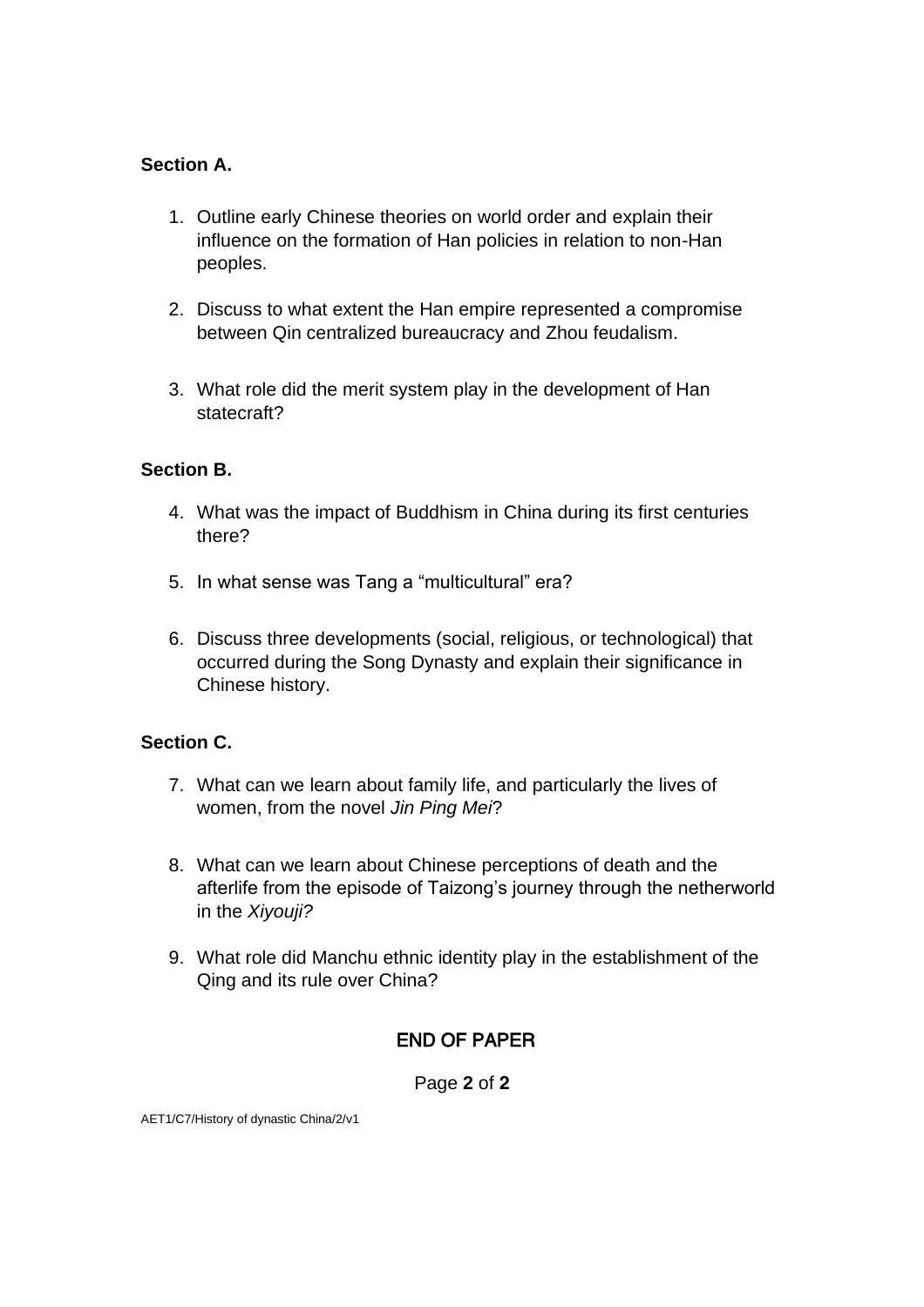**Section A.**

1. Outline early Chinese theories on world order and explain their influence on the formation of Han policies in relation to non-Han peoples.

2. Discuss to what extent the Han empire represented a compromise between Qin centralized bureaucracy and Zhou feudalism.

3. What role did the merit system play in the development of Han statecraft?

**Section B.**

4. What was the impact of Buddhism in China during its first centuries there?

5. In what sense was Tang a "multicultural" era?

6. Discuss three developments (social, religious, or technological) that occurred during the Song Dynasty and explain their significance in Chinese history.

**Section C.**

7. What can we learn about family life, and particularly the lives of women, from the novel *Jin Ping Mei*?

8. What can we learn about Chinese perceptions of death and the afterlife from the episode of Taizong's journey through the netherworld in the *Xiyouji?*

9. What role did Manchu ethnic identity play in the establishment of the Qing and its rule over China?

END OF PAPER